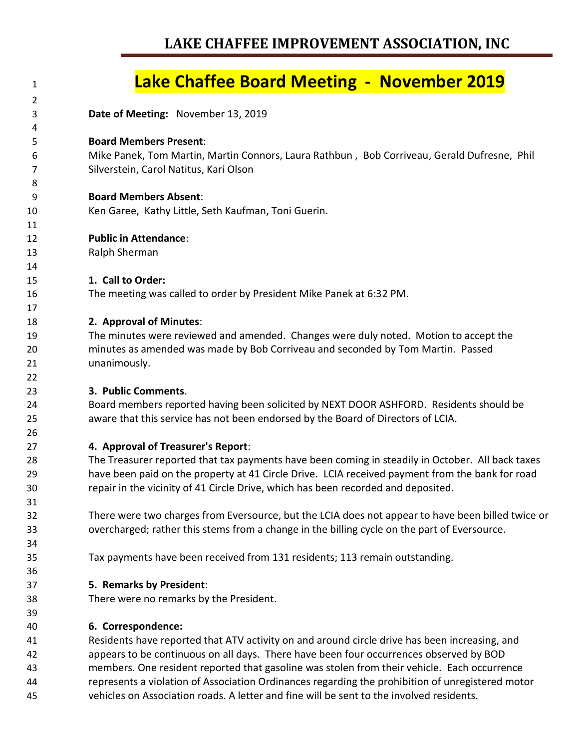# LAKE CHAFFEE IMPROVEMENT ASSOCIATION, INC

## Lake Chaffee Board Meeting - November 2019

**Date of Meeting:** November 13, 2019

**Board Members Present**:
Mike Panek, Tom Martin, Martin Connors, Laura Rathbun , Bob Corriveau, Gerald Dufresne, Phil Silverstein, Carol Natitus, Kari Olson

**Board Members Absent**:
Ken Garee, Kathy Little, Seth Kaufman, Toni Guerin.

**Public in Attendance**:
Ralph Sherman

**1. Call to Order:**
The meeting was called to order by President Mike Panek at 6:32 PM.

**2. Approval of Minutes**:
The minutes were reviewed and amended. Changes were duly noted. Motion to accept the minutes as amended was made by Bob Corriveau and seconded by Tom Martin. Passed unanimously.

**3. Public Comments**.
Board members reported having been solicited by NEXT DOOR ASHFORD. Residents should be aware that this service has not been endorsed by the Board of Directors of LCIA.

**4. Approval of Treasurer's Report**:
The Treasurer reported that tax payments have been coming in steadily in October. All back taxes have been paid on the property at 41 Circle Drive. LCIA received payment from the bank for road repair in the vicinity of 41 Circle Drive, which has been recorded and deposited.

There were two charges from Eversource, but the LCIA does not appear to have been billed twice or overcharged; rather this stems from a change in the billing cycle on the part of Eversource.

Tax payments have been received from 131 residents; 113 remain outstanding.

**5. Remarks by President**:
There were no remarks by the President.

**6. Correspondence:**
Residents have reported that ATV activity on and around circle drive has been increasing, and appears to be continuous on all days. There have been four occurrences observed by BOD members. One resident reported that gasoline was stolen from their vehicle. Each occurrence represents a violation of Association Ordinances regarding the prohibition of unregistered motor vehicles on Association roads. A letter and fine will be sent to the involved residents.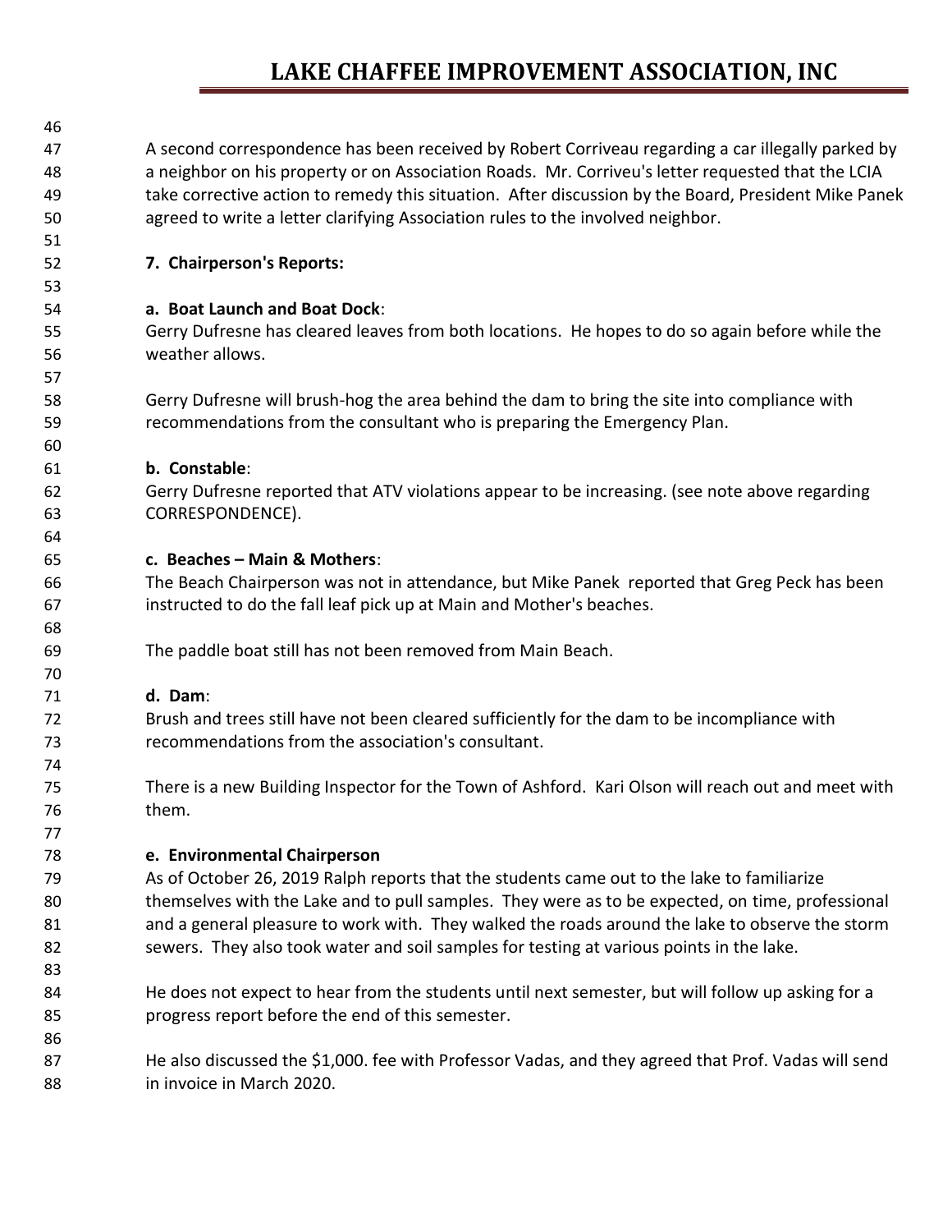A second correspondence has been received by Robert Corriveau regarding a car illegally parked by a neighbor on his property or on Association Roads. Mr. Corriveu's letter requested that the LCIA take corrective action to remedy this situation. After discussion by the Board, President Mike Panek agreed to write a letter clarifying Association rules to the involved neighbor.

**7. Chairperson's Reports:**

**a. Boat Launch and Boat Dock**:
Gerry Dufresne has cleared leaves from both locations. He hopes to do so again before while the weather allows.

Gerry Dufresne will brush-hog the area behind the dam to bring the site into compliance with recommendations from the consultant who is preparing the Emergency Plan.

**b. Constable**:
Gerry Dufresne reported that ATV violations appear to be increasing. (see note above regarding CORRESPONDENCE).

**c. Beaches – Main & Mothers**:
The Beach Chairperson was not in attendance, but Mike Panek reported that Greg Peck has been instructed to do the fall leaf pick up at Main and Mother's beaches.

The paddle boat still has not been removed from Main Beach.

**d. Dam**:
Brush and trees still have not been cleared sufficiently for the dam to be incompliance with recommendations from the association's consultant.

There is a new Building Inspector for the Town of Ashford. Kari Olson will reach out and meet with them.

**e. Environmental Chairperson**
As of October 26, 2019 Ralph reports that the students came out to the lake to familiarize themselves with the Lake and to pull samples. They were as to be expected, on time, professional and a general pleasure to work with. They walked the roads around the lake to observe the storm sewers. They also took water and soil samples for testing at various points in the lake.

He does not expect to hear from the students until next semester, but will follow up asking for a progress report before the end of this semester.

He also discussed the $1,000. fee with Professor Vadas, and they agreed that Prof. Vadas will send in invoice in March 2020.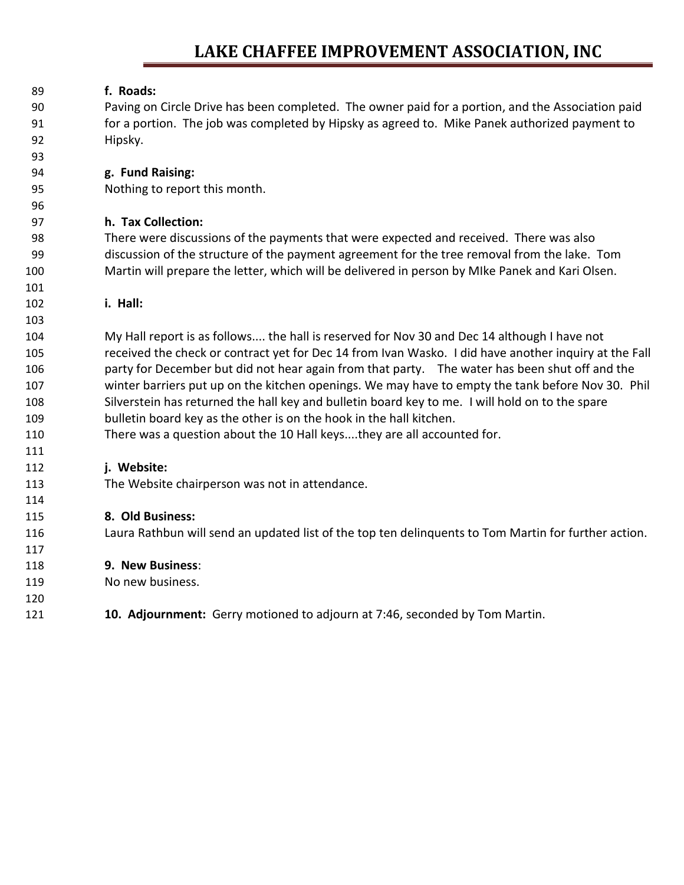**f. Roads:**

Paving on Circle Drive has been completed. The owner paid for a portion, and the Association paid for a portion. The job was completed by Hipsky as agreed to. Mike Panek authorized payment to Hipsky.

**g. Fund Raising:**

Nothing to report this month.

**h. Tax Collection:**

There were discussions of the payments that were expected and received. There was also discussion of the structure of the payment agreement for the tree removal from the lake. Tom Martin will prepare the letter, which will be delivered in person by MIke Panek and Kari Olsen.

**i. Hall:**

My Hall report is as follows.... the hall is reserved for Nov 30 and Dec 14 although I have not received the check or contract yet for Dec 14 from Ivan Wasko. I did have another inquiry at the Fall party for December but did not hear again from that party. The water has been shut off and the winter barriers put up on the kitchen openings. We may have to empty the tank before Nov 30. Phil Silverstein has returned the hall key and bulletin board key to me. I will hold on to the spare bulletin board key as the other is on the hook in the hall kitchen.

There was a question about the 10 Hall keys....they are all accounted for.

**j. Website:**

The Website chairperson was not in attendance.

**8. Old Business:**

Laura Rathbun will send an updated list of the top ten delinquents to Tom Martin for further action.

**9. New Business**:

No new business.

**10. Adjournment:** Gerry motioned to adjourn at 7:46, seconded by Tom Martin.